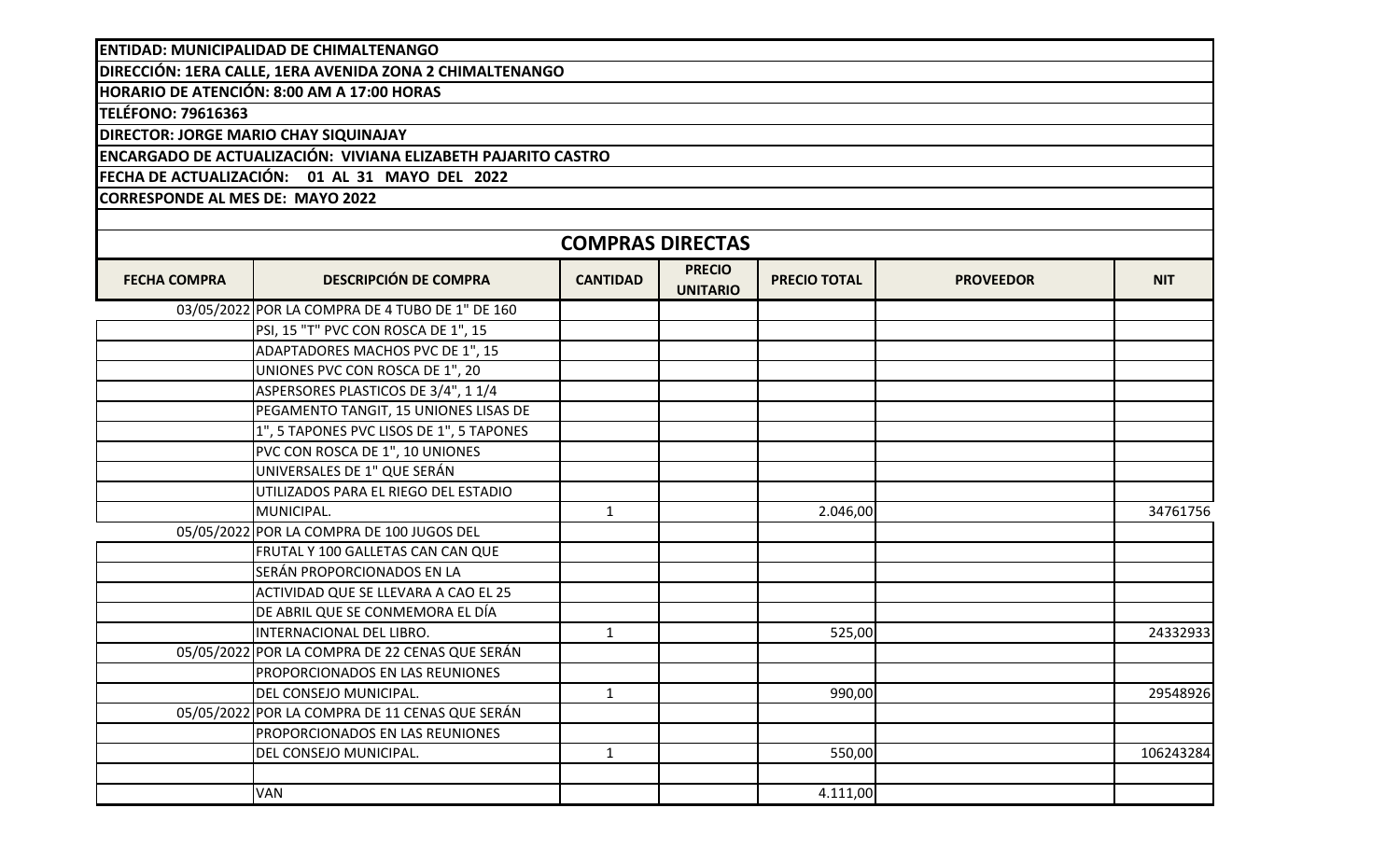**ENTIDAD: MUNICIPALIDAD DE CHIMALTENANGO**
**DIRECCIÓN: 1ERA CALLE, 1ERA AVENIDA ZONA 2 CHIMALTENANGO**
**HORARIO DE ATENCIÓN: 8:00 AM A 17:00 HORAS**
**TELÉFONO: 79616363**
**DIRECTOR: JORGE MARIO CHAY SIQUINAJAY**
**ENCARGADO DE ACTUALIZACIÓN: VIVIANA ELIZABETH PAJARITO CASTRO**
**FECHA DE ACTUALIZACIÓN: 01 AL 31 MAYO DEL 2022**
**CORRESPONDE AL MES DE: MAYO 2022**

## COMPRAS DIRECTAS

| FECHA COMPRA | DESCRIPCIÓN DE COMPRA | CANTIDAD | PRECIO UNITARIO | PRECIO TOTAL | PROVEEDOR | NIT |
|---|---|---|---|---|---|---|
| 03/05/2022 | POR LA COMPRA DE 4 TUBO DE 1" DE 160 | | | | | |
| | PSI, 15 "T" PVC CON ROSCA DE 1", 15 | | | | | |
| | ADAPTADORES MACHOS PVC DE 1", 15 | | | | | |
| | UNIONES PVC CON ROSCA DE 1", 20 | | | | | |
| | ASPERSORES PLASTICOS DE 3/4", 1 1/4 | | | | | |
| | PEGAMENTO TANGIT, 15 UNIONES LISAS DE | | | | | |
| | 1", 5 TAPONES PVC LISOS DE 1", 5 TAPONES | | | | | |
| | PVC CON ROSCA DE 1", 10 UNIONES | | | | | |
| | UNIVERSALES DE 1" QUE SERÁN | | | | | |
| | UTILIZADOS PARA EL RIEGO DEL ESTADIO | | | | | |
| | MUNICIPAL. | 1 | | 2.046,00 | | 34761756 |
| 05/05/2022 | POR LA COMPRA DE 100 JUGOS DEL | | | | | |
| | FRUTAL Y 100 GALLETAS CAN CAN QUE | | | | | |
| | SERÁN PROPORCIONADOS EN LA | | | | | |
| | ACTIVIDAD QUE SE LLEVARA A CAO EL 25 | | | | | |
| | DE ABRIL QUE SE CONMEMORA EL DÍA | | | | | |
| | INTERNACIONAL DEL LIBRO. | 1 | | 525,00 | | 24332933 |
| 05/05/2022 | POR LA COMPRA DE 22 CENAS QUE SERÁN | | | | | |
| | PROPORCIONADOS EN LAS REUNIONES | | | | | |
| | DEL CONSEJO MUNICIPAL. | 1 | | 990,00 | | 29548926 |
| 05/05/2022 | POR LA COMPRA DE 11 CENAS QUE SERÁN | | | | | |
| | PROPORCIONADOS EN LAS REUNIONES | | | | | |
| | DEL CONSEJO MUNICIPAL. | 1 | | 550,00 | | 106243284 |
| | | | | | | |
| | VAN | | | 4.111,00 | | |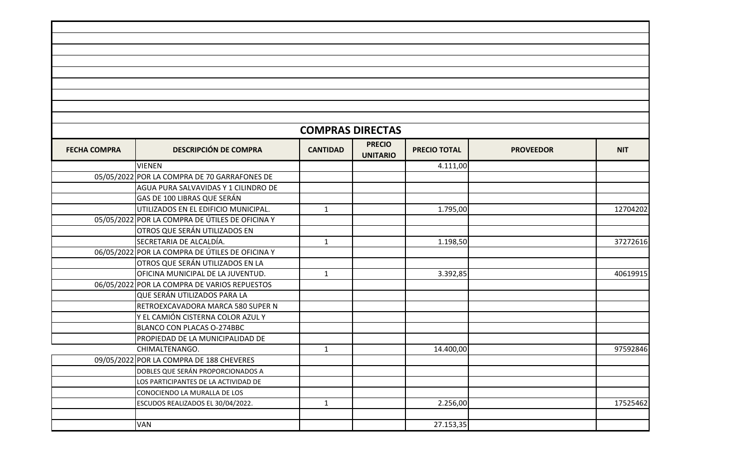## COMPRAS DIRECTAS

| FECHA COMPRA | DESCRIPCIÓN DE COMPRA | CANTIDAD | PRECIO UNITARIO | PRECIO TOTAL | PROVEEDOR | NIT |
|---|---|---|---|---|---|---|
| | VIENEN | | | 4.111,00 | | |
| 05/05/2022 | POR LA COMPRA DE 70 GARRAFONES DE | | | | | |
| | AGUA PURA SALVAVIDAS Y 1 CILINDRO DE | | | | | |
| | GAS DE 100 LIBRAS QUE SERÁN | | | | | |
| | UTILIZADOS EN EL EDIFICIO MUNICIPAL. | 1 | | 1.795,00 | | 12704202 |
| 05/05/2022 | POR LA COMPRA DE ÚTILES DE OFICINA Y | | | | | |
| | OTROS QUE SERÁN UTILIZADOS EN | | | | | |
| | SECRETARIA DE ALCALDÍA. | 1 | | 1.198,50 | | 37272616 |
| 06/05/2022 | POR LA COMPRA DE ÚTILES DE OFICINA Y | | | | | |
| | OTROS QUE SERÁN UTILIZADOS EN LA | | | | | |
| | OFICINA MUNICIPAL DE LA JUVENTUD. | 1 | | 3.392,85 | | 40619915 |
| 06/05/2022 | POR LA COMPRA DE VARIOS REPUESTOS | | | | | |
| | QUE SERÁN UTILIZADOS PARA LA | | | | | |
| | RETROEXCAVADORA MARCA 580 SUPER N | | | | | |
| | Y EL CAMIÓN CISTERNA COLOR AZUL Y | | | | | |
| | BLANCO CON PLACAS O-274BBC | | | | | |
| | PROPIEDAD DE LA MUNICIPALIDAD DE | | | | | |
| | CHIMALTENANGO. | 1 | | 14.400,00 | | 97592846 |
| 09/05/2022 | POR LA COMPRA DE 188 CHEVERES | | | | | |
| | DOBLES QUE SERÁN PROPORCIONADOS A | | | | | |
| | LOS PARTICIPANTES DE LA ACTIVIDAD DE | | | | | |
| | CONOCIENDO LA MURALLA DE LOS | | | | | |
| | ESCUDOS REALIZADOS EL 30/04/2022. | 1 | | 2.256,00 | | 17525462 |
| | | | | | | |
| | VAN | | | 27.153,35 | | |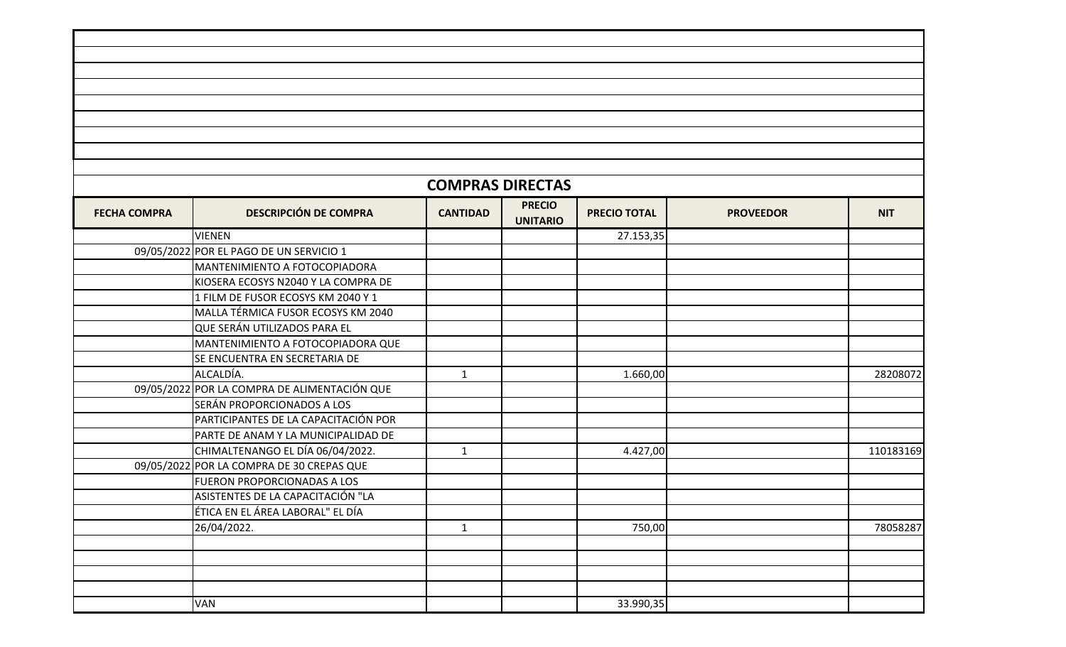## COMPRAS DIRECTAS

| FECHA COMPRA | DESCRIPCIÓN DE COMPRA | CANTIDAD | PRECIO UNITARIO | PRECIO TOTAL | PROVEEDOR | NIT |
|---|---|---|---|---|---|---|
| | VIENEN | | | 27.153,35 | | |
| 09/05/2022 | POR EL PAGO DE UN SERVICIO 1 | | | | | |
| | MANTENIMIENTO A FOTOCOPIADORA | | | | | |
| | KIOSERA ECOSYS N2040 Y LA COMPRA DE | | | | | |
| | 1 FILM DE FUSOR ECOSYS KM 2040 Y 1 | | | | | |
| | MALLA TÉRMICA FUSOR ECOSYS KM 2040 | | | | | |
| | QUE SERÁN UTILIZADOS PARA EL | | | | | |
| | MANTENIMIENTO A FOTOCOPIADORA QUE | | | | | |
| | SE ENCUENTRA EN SECRETARIA DE | | | | | |
| | ALCALDÍA. | 1 | | 1.660,00 | | 28208072 |
| 09/05/2022 | POR LA COMPRA DE ALIMENTACIÓN QUE | | | | | |
| | SERÁN PROPORCIONADOS A LOS | | | | | |
| | PARTICIPANTES DE LA CAPACITACIÓN POR | | | | | |
| | PARTE DE ANAM Y LA MUNICIPALIDAD DE | | | | | |
| | CHIMALTENANGO EL DÍA 06/04/2022. | 1 | | 4.427,00 | | 110183169 |
| 09/05/2022 | POR LA COMPRA DE 30 CREPAS QUE | | | | | |
| | FUERON PROPORCIONADAS A LOS | | | | | |
| | ASISTENTES DE LA CAPACITACIÓN "LA | | | | | |
| | ÉTICA EN EL ÁREA LABORAL" EL DÍA | | | | | |
| | 26/04/2022. | 1 | | 750,00 | | 78058287 |
| | | | | | | |
| | | | | | | |
| | | | | | | |
| | | | | | | |
| | VAN | | | 33.990,35 | | |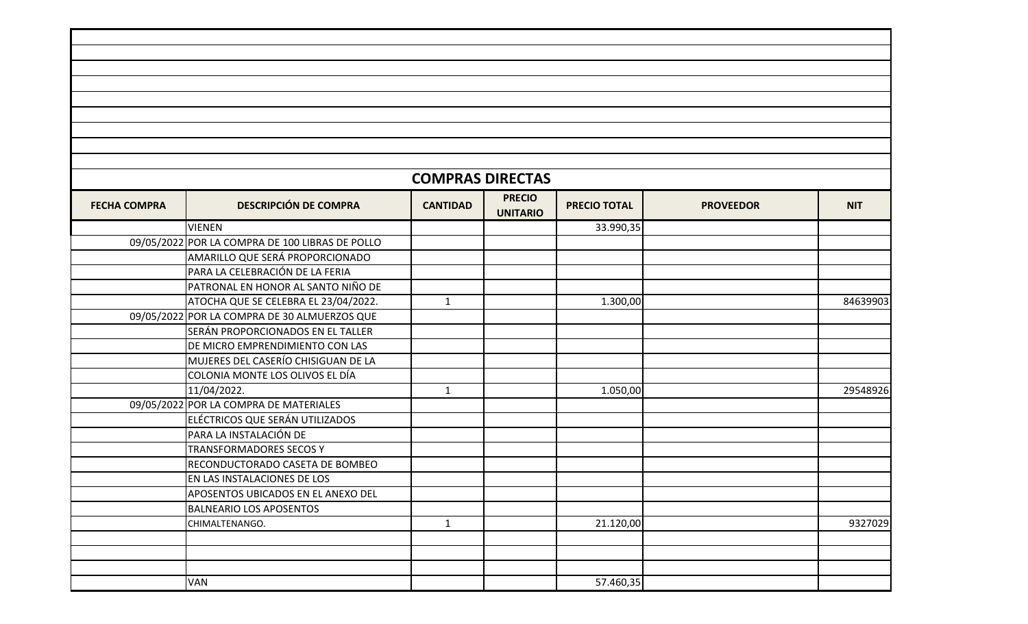## COMPRAS DIRECTAS

| FECHA COMPRA | DESCRIPCIÓN DE COMPRA | CANTIDAD | PRECIO UNITARIO | PRECIO TOTAL | PROVEEDOR | NIT |
|---|---|---|---|---|---|---|
| | VIENEN | | | 33.990,35 | | |
| 09/05/2022 | POR LA COMPRA DE 100 LIBRAS DE POLLO | | | | | |
| | AMARILLO QUE SERÁ PROPORCIONADO | | | | | |
| | PARA LA CELEBRACIÓN DE LA FERIA | | | | | |
| | PATRONAL EN HONOR AL SANTO NIÑO DE | | | | | |
| | ATOCHA QUE SE CELEBRA EL 23/04/2022. | 1 | | 1.300,00 | | 84639903 |
| 09/05/2022 | POR LA COMPRA DE 30 ALMUERZOS QUE | | | | | |
| | SERÁN PROPORCIONADOS EN EL TALLER | | | | | |
| | DE MICRO EMPRENDIMIENTO CON LAS | | | | | |
| | MUJERES DEL CASERÍO CHISIGUAN DE LA | | | | | |
| | COLONIA MONTE LOS OLIVOS EL DÍA | | | | | |
| | 11/04/2022. | 1 | | 1.050,00 | | 29548926 |
| 09/05/2022 | POR LA COMPRA DE MATERIALES | | | | | |
| | ELÉCTRICOS QUE SERÁN UTILIZADOS | | | | | |
| | PARA LA INSTALACIÓN DE | | | | | |
| | TRANSFORMADORES SECOS Y | | | | | |
| | RECONDUCTORADO CASETA DE BOMBEO | | | | | |
| | EN LAS INSTALACIONES DE LOS | | | | | |
| | APOSENTOS UBICADOS EN EL ANEXO DEL | | | | | |
| | BALNEARIO LOS APOSENTOS | | | | | |
| | CHIMALTENANGO. | 1 | | 21.120,00 | | 9327029 |
| | | | | | | |
| | | | | | | |
| | | | | | | |
| | VAN | | | 57.460,35 | | |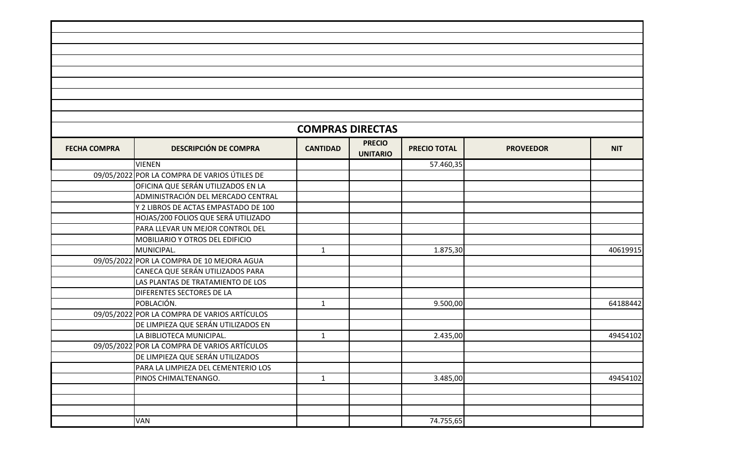## COMPRAS DIRECTAS

| FECHA COMPRA | DESCRIPCIÓN DE COMPRA | CANTIDAD | PRECIO UNITARIO | PRECIO TOTAL | PROVEEDOR | NIT |
|---|---|---|---|---|---|---|
| | VIENEN | | | 57.460,35 | | |
| 09/05/2022 | POR LA COMPRA DE VARIOS ÚTILES DE | | | | | |
| | OFICINA QUE SERÁN UTILIZADOS EN LA | | | | | |
| | ADMINISTRACIÓN DEL MERCADO CENTRAL | | | | | |
| | Y 2 LIBROS DE ACTAS EMPASTADO DE 100 | | | | | |
| | HOJAS/200 FOLIOS QUE SERÁ UTILIZADO | | | | | |
| | PARA LLEVAR UN MEJOR CONTROL DEL | | | | | |
| | MOBILIARIO Y OTROS DEL EDIFICIO | | | | | |
| | MUNICIPAL. | 1 | | 1.875,30 | | 40619915 |
| 09/05/2022 | POR LA COMPRA DE 10 MEJORA AGUA | | | | | |
| | CANECA QUE SERÁN UTILIZADOS PARA | | | | | |
| | LAS PLANTAS DE TRATAMIENTO DE LOS | | | | | |
| | DIFERENTES SECTORES DE LA | | | | | |
| | POBLACIÓN. | 1 | | 9.500,00 | | 64188442 |
| 09/05/2022 | POR LA COMPRA DE VARIOS ARTÍCULOS | | | | | |
| | DE LIMPIEZA QUE SERÁN UTILIZADOS EN | | | | | |
| | LA BIBLIOTECA MUNICIPAL. | 1 | | 2.435,00 | | 49454102 |
| 09/05/2022 | POR LA COMPRA DE VARIOS ARTÍCULOS | | | | | |
| | DE LIMPIEZA QUE SERÁN UTILIZADOS | | | | | |
| | PARA LA LIMPIEZA DEL CEMENTERIO LOS | | | | | |
| | PINOS CHIMALTENANGO. | 1 | | 3.485,00 | | 49454102 |
| | | | | | | |
| | | | | | | |
| | | | | | | |
| | VAN | | | 74.755,65 | | |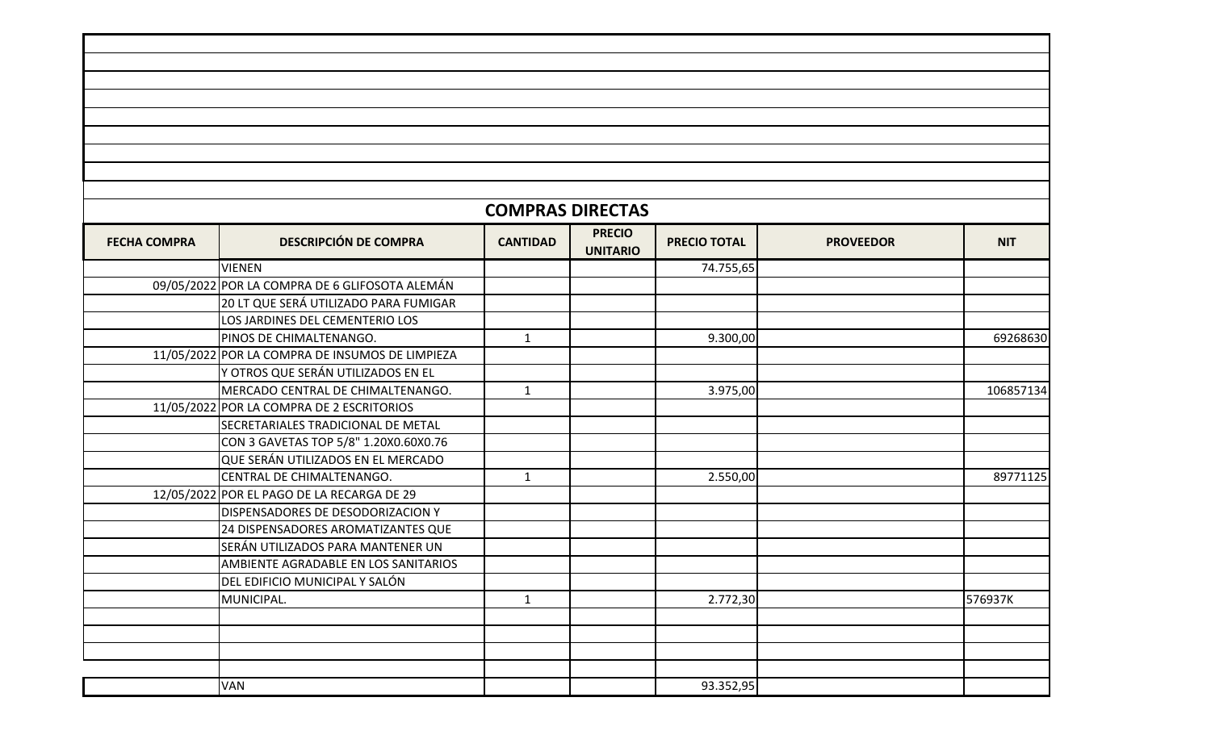## COMPRAS DIRECTAS

| FECHA COMPRA | DESCRIPCIÓN DE COMPRA | CANTIDAD | PRECIO UNITARIO | PRECIO TOTAL | PROVEEDOR | NIT |
|---|---|---|---|---|---|---|
| | VIENEN | | | 74.755,65 | | |
| 09/05/2022 | POR LA COMPRA DE 6 GLIFOSOTA ALEMÁN | | | | | |
| | 20 LT QUE SERÁ UTILIZADO PARA FUMIGAR | | | | | |
| | LOS JARDINES DEL CEMENTERIO LOS | | | | | |
| | PINOS DE CHIMALTENANGO. | 1 | | 9.300,00 | | 69268630 |
| 11/05/2022 | POR LA COMPRA DE INSUMOS DE LIMPIEZA | | | | | |
| | Y OTROS QUE SERÁN UTILIZADOS EN EL | | | | | |
| | MERCADO CENTRAL DE CHIMALTENANGO. | 1 | | 3.975,00 | | 106857134 |
| 11/05/2022 | POR LA COMPRA DE 2 ESCRITORIOS | | | | | |
| | SECRETARIALES TRADICIONAL DE METAL | | | | | |
| | CON 3 GAVETAS TOP 5/8" 1.20X0.60X0.76 | | | | | |
| | QUE SERÁN UTILIZADOS EN EL MERCADO | | | | | |
| | CENTRAL DE CHIMALTENANGO. | 1 | | 2.550,00 | | 89771125 |
| 12/05/2022 | POR EL PAGO DE LA RECARGA DE 29 | | | | | |
| | DISPENSADORES DE DESODORIZACION Y | | | | | |
| | 24 DISPENSADORES AROMATIZANTES QUE | | | | | |
| | SERÁN UTILIZADOS PARA MANTENER UN | | | | | |
| | AMBIENTE AGRADABLE EN LOS SANITARIOS | | | | | |
| | DEL EDIFICIO MUNICIPAL Y SALÓN | | | | | |
| | MUNICIPAL. | 1 | | 2.772,30 | | 576937K |
| | | | | | | |
| | | | | | | |
| | | | | | | |
| | | | | | | |
| | VAN | | | 93.352,95 | | |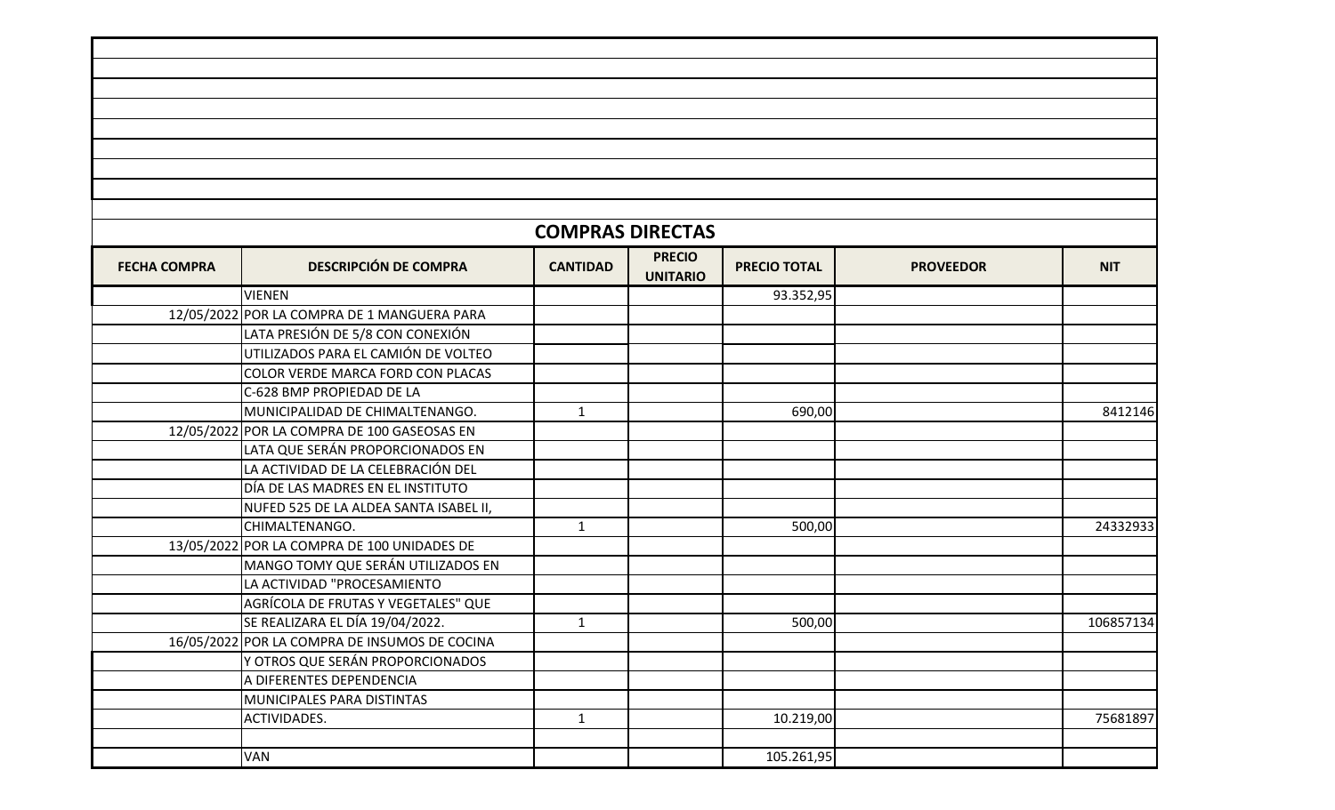## COMPRAS DIRECTAS

| FECHA COMPRA | DESCRIPCIÓN DE COMPRA | CANTIDAD | PRECIO UNITARIO | PRECIO TOTAL | PROVEEDOR | NIT |
|---|---|---|---|---|---|---|
| | VIENEN | | | 93.352,95 | | |
| 12/05/2022 | POR LA COMPRA DE 1 MANGUERA PARA | | | | | |
| | LATA PRESIÓN DE 5/8 CON CONEXIÓN | | | | | |
| | UTILIZADOS PARA EL CAMIÓN DE VOLTEO | | | | | |
| | COLOR VERDE MARCA FORD CON PLACAS | | | | | |
| | C-628 BMP PROPIEDAD DE LA | | | | | |
| | MUNICIPALIDAD DE CHIMALTENANGO. | 1 | | 690,00 | | 8412146 |
| 12/05/2022 | POR LA COMPRA DE 100 GASEOSAS EN | | | | | |
| | LATA QUE SERÁN PROPORCIONADOS EN | | | | | |
| | LA ACTIVIDAD DE LA CELEBRACIÓN DEL | | | | | |
| | DÍA DE LAS MADRES EN EL INSTITUTO | | | | | |
| | NUFED 525 DE LA ALDEA SANTA ISABEL II, | | | | | |
| | CHIMALTENANGO. | 1 | | 500,00 | | 24332933 |
| 13/05/2022 | POR LA COMPRA DE 100 UNIDADES DE | | | | | |
| | MANGO TOMY QUE SERÁN UTILIZADOS EN | | | | | |
| | LA ACTIVIDAD "PROCESAMIENTO | | | | | |
| | AGRÍCOLA DE FRUTAS Y VEGETALES" QUE | | | | | |
| | SE REALIZARA EL DÍA 19/04/2022. | 1 | | 500,00 | | 106857134 |
| 16/05/2022 | POR LA COMPRA DE INSUMOS DE COCINA | | | | | |
| | Y OTROS QUE SERÁN PROPORCIONADOS | | | | | |
| | A DIFERENTES DEPENDENCIA | | | | | |
| | MUNICIPALES PARA DISTINTAS | | | | | |
| | ACTIVIDADES. | 1 | | 10.219,00 | | 75681897 |
| | | | | | | |
| | VAN | | | 105.261,95 | | |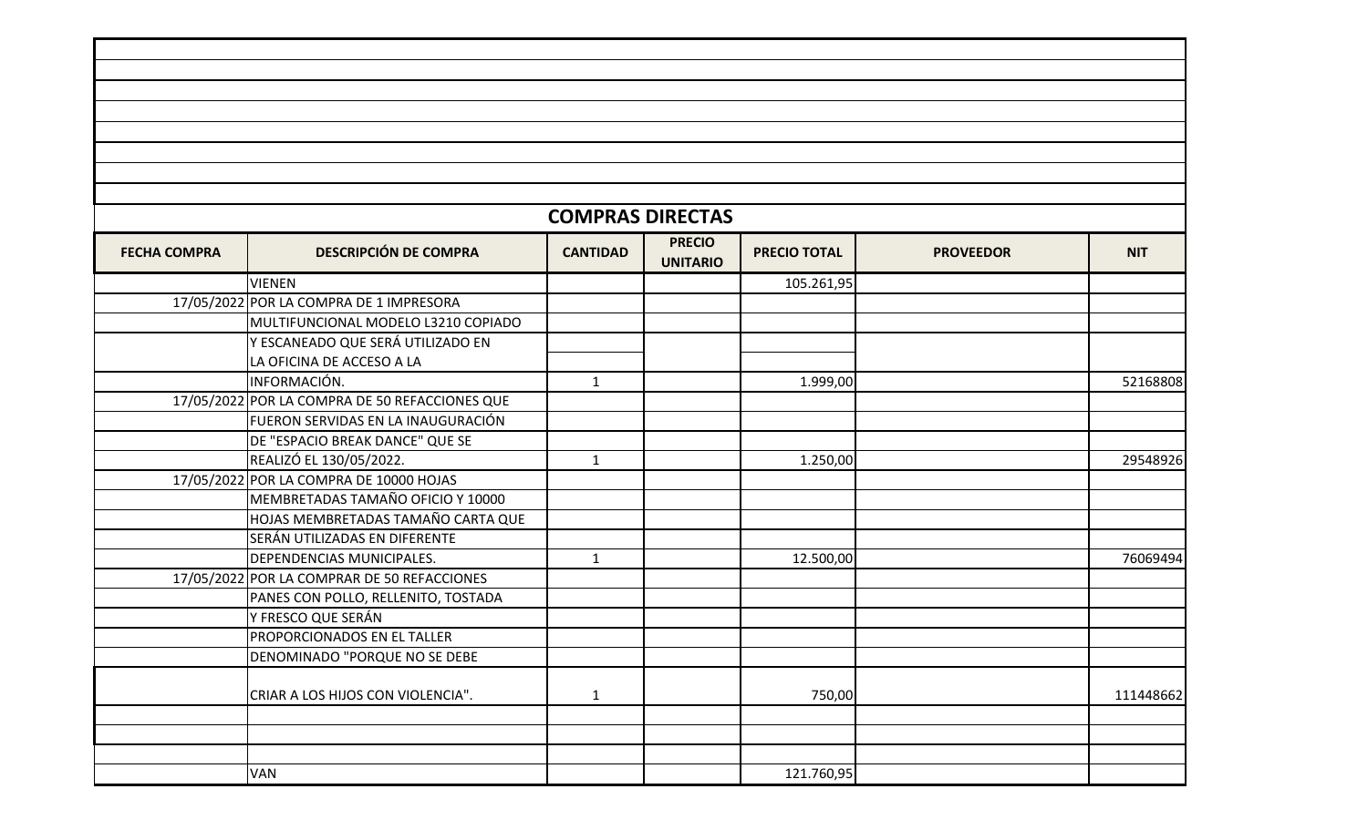## COMPRAS DIRECTAS

| FECHA COMPRA | DESCRIPCIÓN DE COMPRA | CANTIDAD | PRECIO UNITARIO | PRECIO TOTAL | PROVEEDOR | NIT |
|---|---|---|---|---|---|---|
| | VIENEN | | | 105.261,95 | | |
| 17/05/2022 | POR LA COMPRA DE 1 IMPRESORA | | | | | |
| | MULTIFUNCIONAL MODELO L3210 COPIADO | | | | | |
| | Y ESCANEADO QUE SERÁ UTILIZADO EN | | | | | |
| | LA OFICINA DE ACCESO A LA | | | | | |
| | INFORMACIÓN. | 1 | | 1.999,00 | | 52168808 |
| 17/05/2022 | POR LA COMPRA DE 50 REFACCIONES QUE | | | | | |
| | FUERON SERVIDAS EN LA INAUGURACIÓN | | | | | |
| | DE "ESPACIO BREAK DANCE" QUE SE | | | | | |
| | REALIZÓ EL 130/05/2022. | 1 | | 1.250,00 | | 29548926 |
| 17/05/2022 | POR LA COMPRA DE 10000 HOJAS | | | | | |
| | MEMBRETADAS TAMAÑO OFICIO Y 10000 | | | | | |
| | HOJAS MEMBRETADAS TAMAÑO CARTA QUE | | | | | |
| | SERÁN UTILIZADAS EN DIFERENTE | | | | | |
| | DEPENDENCIAS MUNICIPALES. | 1 | | 12.500,00 | | 76069494 |
| 17/05/2022 | POR LA COMPRAR DE 50 REFACCIONES | | | | | |
| | PANES CON POLLO, RELLENITO, TOSTADA | | | | | |
| | Y FRESCO QUE SERÁN | | | | | |
| | PROPORCIONADOS EN EL TALLER | | | | | |
| | DENOMINADO "PORQUE NO SE DEBE | | | | | |
| | CRIAR A LOS HIJOS CON VIOLENCIA". | 1 | | 750,00 | | 111448662 |
| | | | | | | |
| | | | | | | |
| | | | | | | |
| | VAN | | | 121.760,95 | | |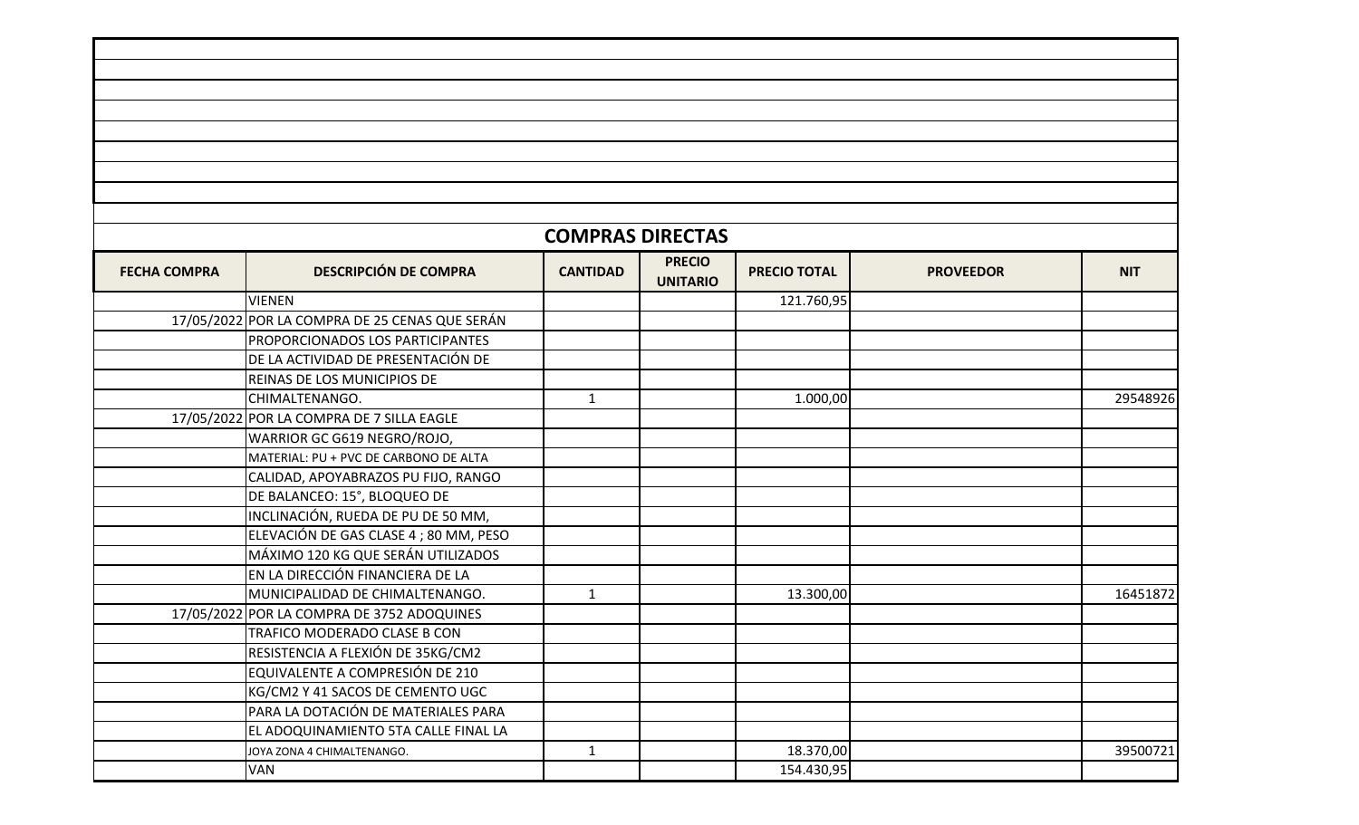## COMPRAS DIRECTAS

| FECHA COMPRA | DESCRIPCIÓN DE COMPRA | CANTIDAD | PRECIO UNITARIO | PRECIO TOTAL | PROVEEDOR | NIT |
|---|---|---|---|---|---|---|
| | VIENEN | | | 121.760,95 | | |
| 17/05/2022 | POR LA COMPRA DE 25 CENAS QUE SERÁN | | | | | |
| | PROPORCIONADOS LOS PARTICIPANTES | | | | | |
| | DE LA ACTIVIDAD DE PRESENTACIÓN DE | | | | | |
| | REINAS DE LOS MUNICIPIOS DE | | | | | |
| | CHIMALTENANGO. | 1 | | 1.000,00 | | 29548926 |
| 17/05/2022 | POR LA COMPRA DE 7 SILLA EAGLE | | | | | |
| | WARRIOR GC G619 NEGRO/ROJO, | | | | | |
| | MATERIAL: PU + PVC DE CARBONO DE ALTA | | | | | |
| | CALIDAD, APOYABRAZOS PU FIJO, RANGO | | | | | |
| | DE BALANCEO: 15°, BLOQUEO DE | | | | | |
| | INCLINACIÓN, RUEDA DE PU DE 50 MM, | | | | | |
| | ELEVACIÓN DE GAS CLASE 4 ; 80 MM, PESO | | | | | |
| | MÁXIMO 120 KG QUE SERÁN UTILIZADOS | | | | | |
| | EN LA DIRECCIÓN FINANCIERA DE LA | | | | | |
| | MUNICIPALIDAD DE CHIMALTENANGO. | 1 | | 13.300,00 | | 16451872 |
| 17/05/2022 | POR LA COMPRA DE 3752 ADOQUINES | | | | | |
| | TRAFICO MODERADO CLASE B CON | | | | | |
| | RESISTENCIA A FLEXIÓN DE 35KG/CM2 | | | | | |
| | EQUIVALENTE A COMPRESIÓN DE 210 | | | | | |
| | KG/CM2 Y 41 SACOS DE CEMENTO UGC | | | | | |
| | PARA LA DOTACIÓN DE MATERIALES PARA | | | | | |
| | EL ADOQUINAMIENTO 5TA CALLE FINAL LA | | | | | |
| | JOYA ZONA 4 CHIMALTENANGO. | 1 | | 18.370,00 | | 39500721 |
| | VAN | | | 154.430,95 | | |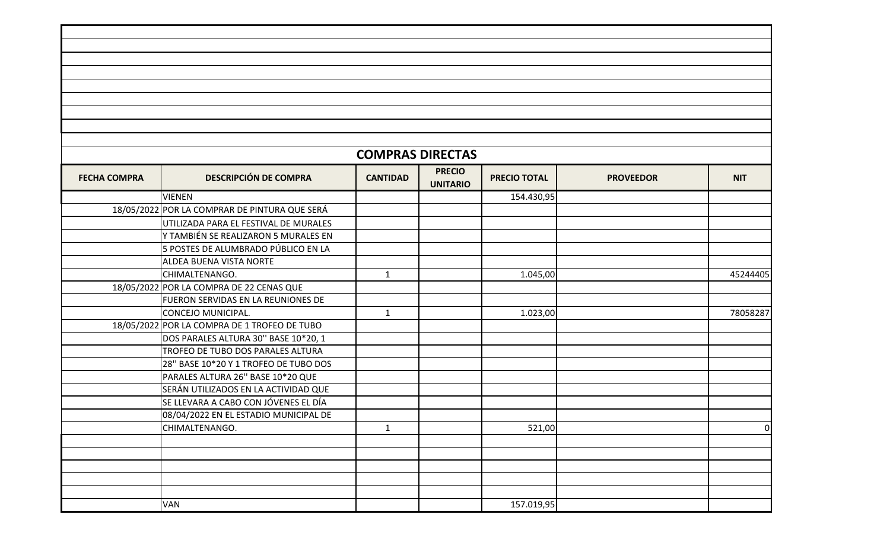## COMPRAS DIRECTAS

| FECHA COMPRA | DESCRIPCIÓN DE COMPRA | CANTIDAD | PRECIO UNITARIO | PRECIO TOTAL | PROVEEDOR | NIT |
|---|---|---|---|---|---|---|
| | VIENEN | | | 154.430,95 | | |
| 18/05/2022 | POR LA COMPRAR DE PINTURA QUE SERÁ | | | | | |
| | UTILIZADA PARA EL FESTIVAL DE MURALES | | | | | |
| | Y TAMBIÉN SE REALIZARON 5 MURALES EN | | | | | |
| | 5 POSTES DE ALUMBRADO PÚBLICO EN LA | | | | | |
| | ALDEA BUENA VISTA NORTE | | | | | |
| | CHIMALTENANGO. | 1 | | 1.045,00 | | 45244405 |
| 18/05/2022 | POR LA COMPRA DE 22 CENAS QUE | | | | | |
| | FUERON SERVIDAS EN LA REUNIONES DE | | | | | |
| | CONCEJO MUNICIPAL. | 1 | | 1.023,00 | | 78058287 |
| 18/05/2022 | POR LA COMPRA DE 1 TROFEO DE TUBO | | | | | |
| | DOS PARALES ALTURA 30'' BASE 10*20, 1 | | | | | |
| | TROFEO DE TUBO DOS PARALES ALTURA | | | | | |
| | 28'' BASE 10*20 Y 1 TROFEO DE TUBO DOS | | | | | |
| | PARALES ALTURA 26'' BASE 10*20 QUE | | | | | |
| | SERÁN UTILIZADOS EN LA ACTIVIDAD QUE | | | | | |
| | SE LLEVARA A CABO CON JÓVENES EL DÍA | | | | | |
| | 08/04/2022 EN EL ESTADIO MUNICIPAL DE | | | | | |
| | CHIMALTENANGO. | 1 | | 521,00 | | 0 |
| | | | | | | |
| | | | | | | |
| | | | | | | |
| | | | | | | |
| | | | | | | |
| | VAN | | | 157.019,95 | | |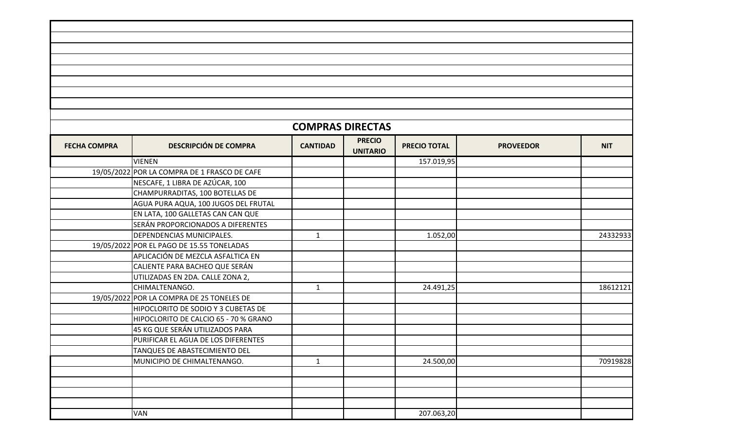## COMPRAS DIRECTAS

| FECHA COMPRA | DESCRIPCIÓN DE COMPRA | CANTIDAD | PRECIO UNITARIO | PRECIO TOTAL | PROVEEDOR | NIT |
|---|---|---|---|---|---|---|
| | VIENEN | | | 157.019,95 | | |
| 19/05/2022 | POR LA COMPRA DE 1 FRASCO DE CAFE | | | | | |
| | NESCAFE, 1 LIBRA DE AZÚCAR, 100 | | | | | |
| | CHAMPURRADITAS, 100 BOTELLAS DE | | | | | |
| | AGUA PURA AQUA, 100 JUGOS DEL FRUTAL | | | | | |
| | EN LATA, 100 GALLETAS CAN CAN QUE | | | | | |
| | SERÁN PROPORCIONADOS A DIFERENTES | | | | | |
| | DEPENDENCIAS MUNICIPALES. | 1 | | 1.052,00 | | 24332933 |
| 19/05/2022 | POR EL PAGO DE 15.55 TONELADAS | | | | | |
| | APLICACIÓN DE MEZCLA ASFALTICA EN | | | | | |
| | CALIENTE PARA BACHEO QUE SERÁN | | | | | |
| | UTILIZADAS EN 2DA. CALLE ZONA 2, | | | | | |
| | CHIMALTENANGO. | 1 | | 24.491,25 | | 18612121 |
| 19/05/2022 | POR LA COMPRA DE 25 TONELES DE | | | | | |
| | HIPOCLORITO DE SODIO Y 3 CUBETAS DE | | | | | |
| | HIPOCLORITO DE CALCIO 65 - 70 % GRANO | | | | | |
| | 45 KG QUE SERÁN UTILIZADOS PARA | | | | | |
| | PURIFICAR EL AGUA DE LOS DIFERENTES | | | | | |
| | TANQUES DE ABASTECIMIENTO DEL | | | | | |
| | MUNICIPIO DE CHIMALTENANGO. | 1 | | 24.500,00 | | 70919828 |
| | | | | | | |
| | | | | | | |
| | | | | | | |
| | | | | | | |
| | VAN | | | 207.063,20 | | |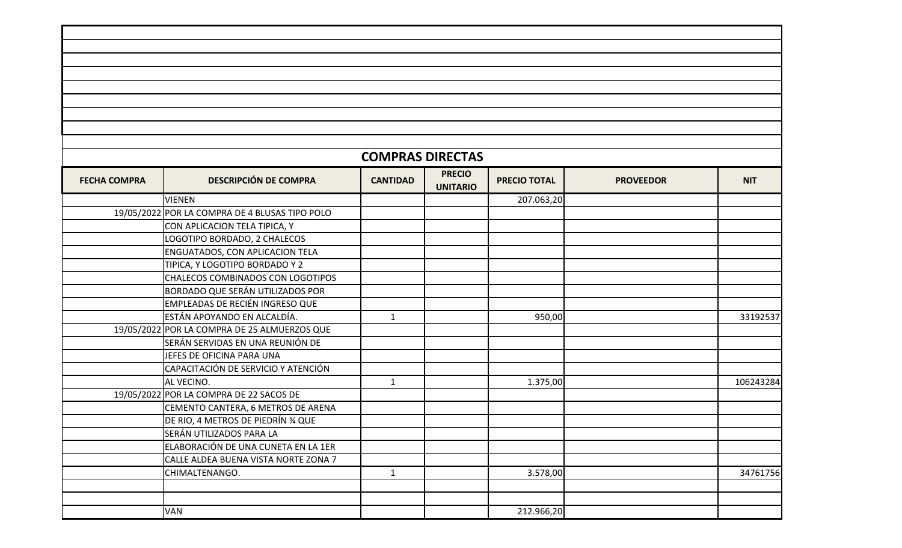## COMPRAS DIRECTAS

| FECHA COMPRA | DESCRIPCIÓN DE COMPRA | CANTIDAD | PRECIO UNITARIO | PRECIO TOTAL | PROVEEDOR | NIT |
|---|---|---|---|---|---|---|
| | VIENEN | | | 207.063,20 | | |
| 19/05/2022 | POR LA COMPRA DE 4 BLUSAS TIPO POLO | | | | | |
| | CON APLICACION TELA TIPICA, Y | | | | | |
| | LOGOTIPO BORDADO, 2 CHALECOS | | | | | |
| | ENGUATADOS, CON APLICACION TELA | | | | | |
| | TIPICA, Y LOGOTIPO BORDADO Y 2 | | | | | |
| | CHALECOS COMBINADOS CON LOGOTIPOS | | | | | |
| | BORDADO QUE SERÁN UTILIZADOS POR | | | | | |
| | EMPLEADAS DE RECIÉN INGRESO QUE | | | | | |
| | ESTÁN APOYANDO EN ALCALDÍA. | 1 | | 950,00 | | 33192537 |
| 19/05/2022 | POR LA COMPRA DE 25 ALMUERZOS QUE | | | | | |
| | SERÁN SERVIDAS EN UNA REUNIÓN DE | | | | | |
| | JEFES DE OFICINA PARA UNA | | | | | |
| | CAPACITACIÓN DE SERVICIO Y ATENCIÓN | | | | | |
| | AL VECINO. | 1 | | 1.375,00 | | 106243284 |
| 19/05/2022 | POR LA COMPRA DE 22 SACOS DE | | | | | |
| | CEMENTO CANTERA, 6 METROS DE ARENA | | | | | |
| | DE RIO, 4 METROS DE PIEDRÍN ¾ QUE | | | | | |
| | SERÁN UTILIZADOS PARA LA | | | | | |
| | ELABORACIÓN DE UNA CUNETA EN LA 1ER | | | | | |
| | CALLE ALDEA BUENA VISTA NORTE ZONA 7 | | | | | |
| | CHIMALTENANGO. | 1 | | 3.578,00 | | 34761756 |
| | | | | | | |
| | | | | | | |
| | VAN | | | 212.966,20 | | |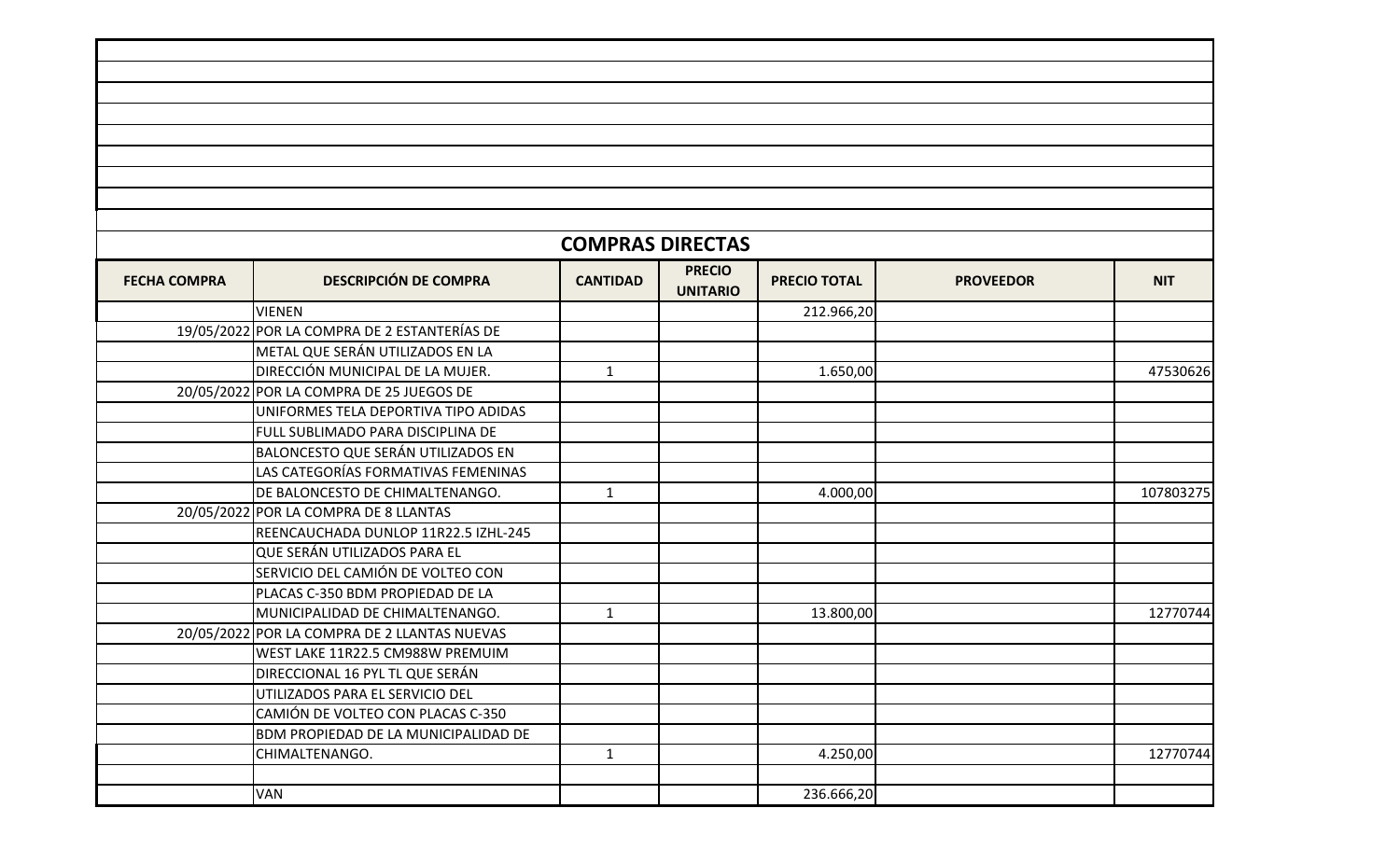## COMPRAS DIRECTAS

| FECHA COMPRA | DESCRIPCIÓN DE COMPRA | CANTIDAD | PRECIO UNITARIO | PRECIO TOTAL | PROVEEDOR | NIT |
|---|---|---|---|---|---|---|
| | VIENEN | | | 212.966,20 | | |
| 19/05/2022 | POR LA COMPRA DE 2 ESTANTERÍAS DE | | | | | |
| | METAL QUE SERÁN UTILIZADOS EN LA | | | | | |
| | DIRECCIÓN MUNICIPAL DE LA MUJER. | 1 | | 1.650,00 | | 47530626 |
| 20/05/2022 | POR LA COMPRA DE 25 JUEGOS DE | | | | | |
| | UNIFORMES TELA DEPORTIVA TIPO ADIDAS | | | | | |
| | FULL SUBLIMADO PARA DISCIPLINA DE | | | | | |
| | BALONCESTO QUE SERÁN UTILIZADOS EN | | | | | |
| | LAS CATEGORÍAS FORMATIVAS FEMENINAS | | | | | |
| | DE BALONCESTO DE CHIMALTENANGO. | 1 | | 4.000,00 | | 107803275 |
| 20/05/2022 | POR LA COMPRA DE 8 LLANTAS | | | | | |
| | REENCAUCHADA DUNLOP 11R22.5 IZHL-245 | | | | | |
| | QUE SERÁN UTILIZADOS PARA EL | | | | | |
| | SERVICIO DEL CAMIÓN DE VOLTEO CON | | | | | |
| | PLACAS C-350 BDM PROPIEDAD DE LA | | | | | |
| | MUNICIPALIDAD DE CHIMALTENANGO. | 1 | | 13.800,00 | | 12770744 |
| 20/05/2022 | POR LA COMPRA DE 2 LLANTAS NUEVAS | | | | | |
| | WEST LAKE 11R22.5 CM988W PREMUIM | | | | | |
| | DIRECCIONAL 16 PYL TL QUE SERÁN | | | | | |
| | UTILIZADOS PARA EL SERVICIO DEL | | | | | |
| | CAMIÓN DE VOLTEO CON PLACAS C-350 | | | | | |
| | BDM PROPIEDAD DE LA MUNICIPALIDAD DE | | | | | |
| | CHIMALTENANGO. | 1 | | 4.250,00 | | 12770744 |
| | | | | | | |
| | VAN | | | 236.666,20 | | |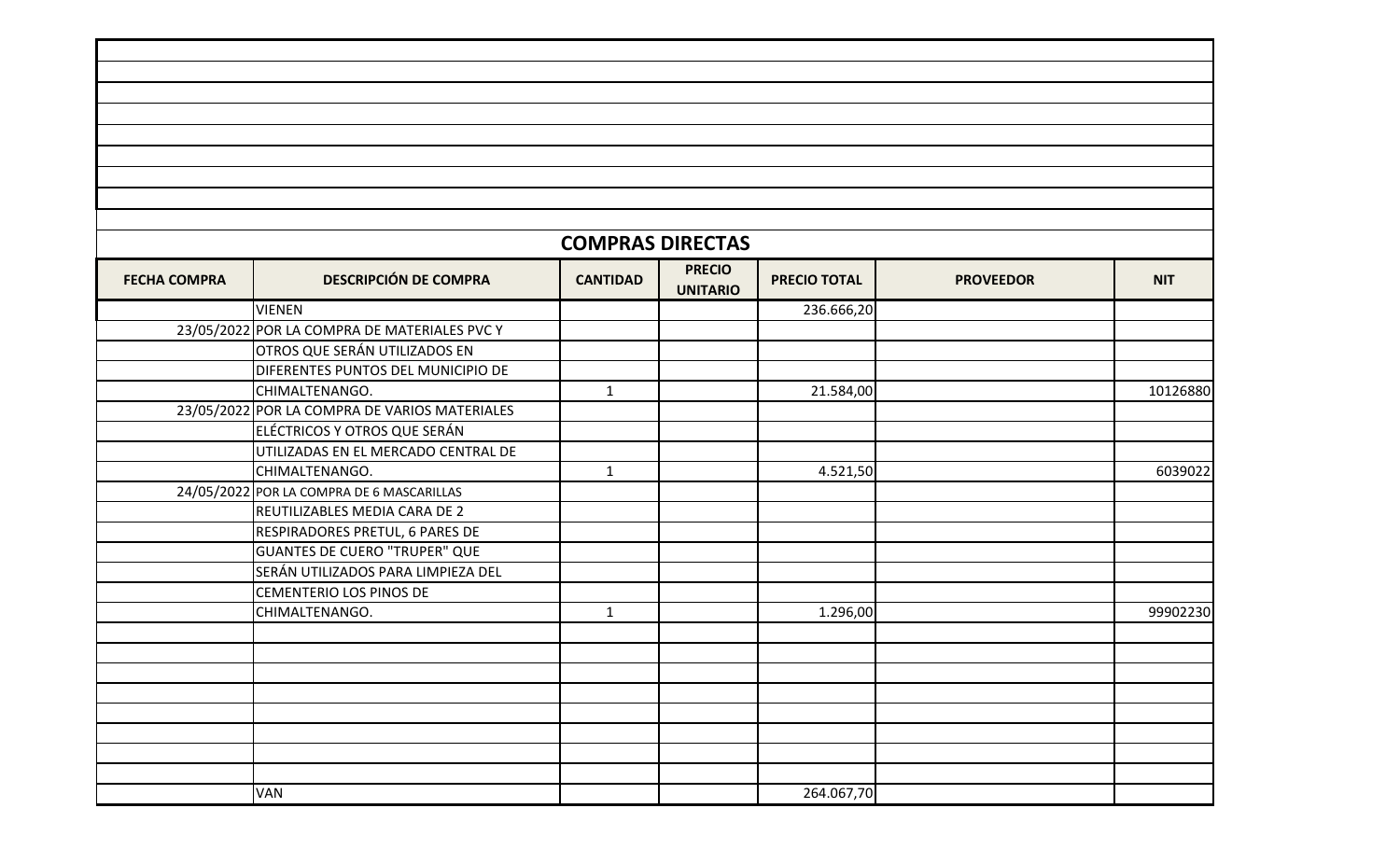## COMPRAS DIRECTAS

| FECHA COMPRA | DESCRIPCIÓN DE COMPRA | CANTIDAD | PRECIO UNITARIO | PRECIO TOTAL | PROVEEDOR | NIT |
|---|---|---|---|---|---|---|
| | VIENEN | | | 236.666,20 | | |
| 23/05/2022 | POR LA COMPRA DE MATERIALES PVC Y | | | | | |
| | OTROS QUE SERÁN UTILIZADOS EN | | | | | |
| | DIFERENTES PUNTOS DEL MUNICIPIO DE | | | | | |
| | CHIMALTENANGO. | 1 | | 21.584,00 | | 10126880 |
| 23/05/2022 | POR LA COMPRA DE VARIOS MATERIALES | | | | | |
| | ELÉCTRICOS Y OTROS QUE SERÁN | | | | | |
| | UTILIZADAS EN EL MERCADO CENTRAL DE | | | | | |
| | CHIMALTENANGO. | 1 | | 4.521,50 | | 6039022 |
| 24/05/2022 | POR LA COMPRA DE 6 MASCARILLAS | | | | | |
| | REUTILIZABLES MEDIA CARA DE 2 | | | | | |
| | RESPIRADORES PRETUL, 6 PARES DE | | | | | |
| | GUANTES DE CUERO "TRUPER" QUE | | | | | |
| | SERÁN UTILIZADOS PARA LIMPIEZA DEL | | | | | |
| | CEMENTERIO LOS PINOS DE | | | | | |
| | CHIMALTENANGO. | 1 | | 1.296,00 | | 99902230 |
| | | | | | | |
| | | | | | | |
| | | | | | | |
| | | | | | | |
| | | | | | | |
| | | | | | | |
| | | | | | | |
| | | | | | | |
| | VAN | | | 264.067,70 | | |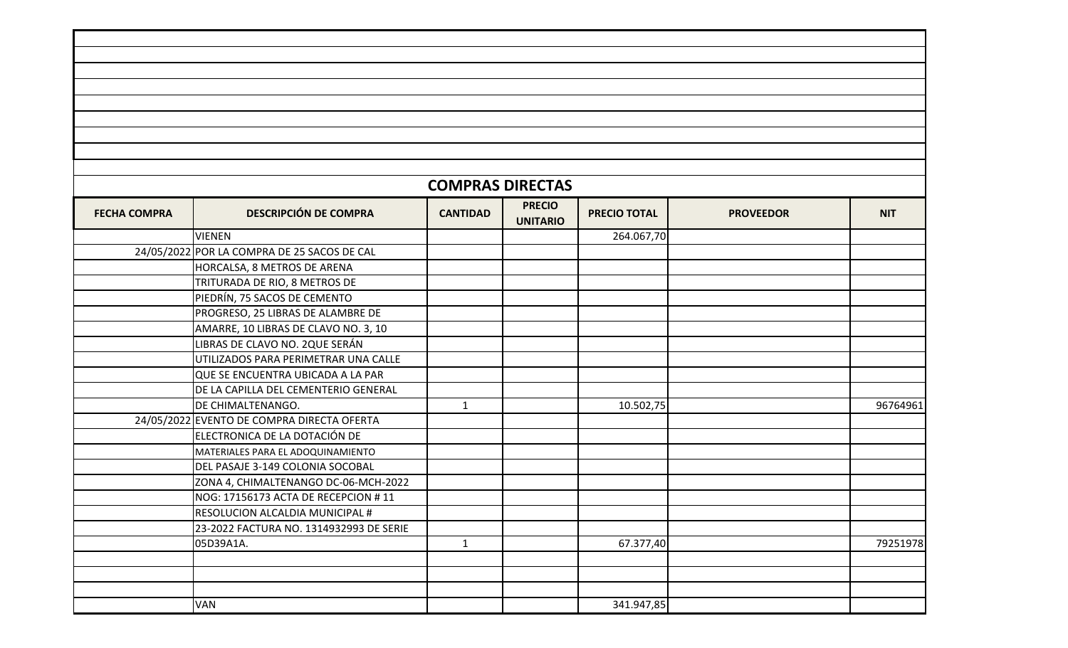## COMPRAS DIRECTAS

| FECHA COMPRA | DESCRIPCIÓN DE COMPRA | CANTIDAD | PRECIO UNITARIO | PRECIO TOTAL | PROVEEDOR | NIT |
|---|---|---|---|---|---|---|
| | VIENEN | | | 264.067,70 | | |
| 24/05/2022 | POR LA COMPRA DE 25 SACOS DE CAL | | | | | |
| | HORCALSA, 8 METROS DE ARENA | | | | | |
| | TRITURADA DE RIO, 8 METROS DE | | | | | |
| | PIEDRÍN, 75 SACOS DE CEMENTO | | | | | |
| | PROGRESO, 25 LIBRAS DE ALAMBRE DE | | | | | |
| | AMARRE, 10 LIBRAS DE CLAVO NO. 3, 10 | | | | | |
| | LIBRAS DE CLAVO NO. 2QUE SERÁN | | | | | |
| | UTILIZADOS PARA PERIMETRAR UNA CALLE | | | | | |
| | QUE SE ENCUENTRA UBICADA A LA PAR | | | | | |
| | DE LA CAPILLA DEL CEMENTERIO GENERAL | | | | | |
| | DE CHIMALTENANGO. | 1 | | 10.502,75 | | 96764961 |
| 24/05/2022 | EVENTO DE COMPRA DIRECTA OFERTA | | | | | |
| | ELECTRONICA DE LA DOTACIÓN DE | | | | | |
| | MATERIALES PARA EL ADOQUINAMIENTO | | | | | |
| | DEL PASAJE 3-149 COLONIA SOCOBAL | | | | | |
| | ZONA 4, CHIMALTENANGO DC-06-MCH-2022 | | | | | |
| | NOG: 17156173 ACTA DE RECEPCION # 11 | | | | | |
| | RESOLUCION ALCALDIA MUNICIPAL # | | | | | |
| | 23-2022 FACTURA NO. 1314932993 DE SERIE | | | | | |
| | 05D39A1A. | 1 | | 67.377,40 | | 79251978 |
| | | | | | | |
| | | | | | | |
| | | | | | | |
| | VAN | | | 341.947,85 | | |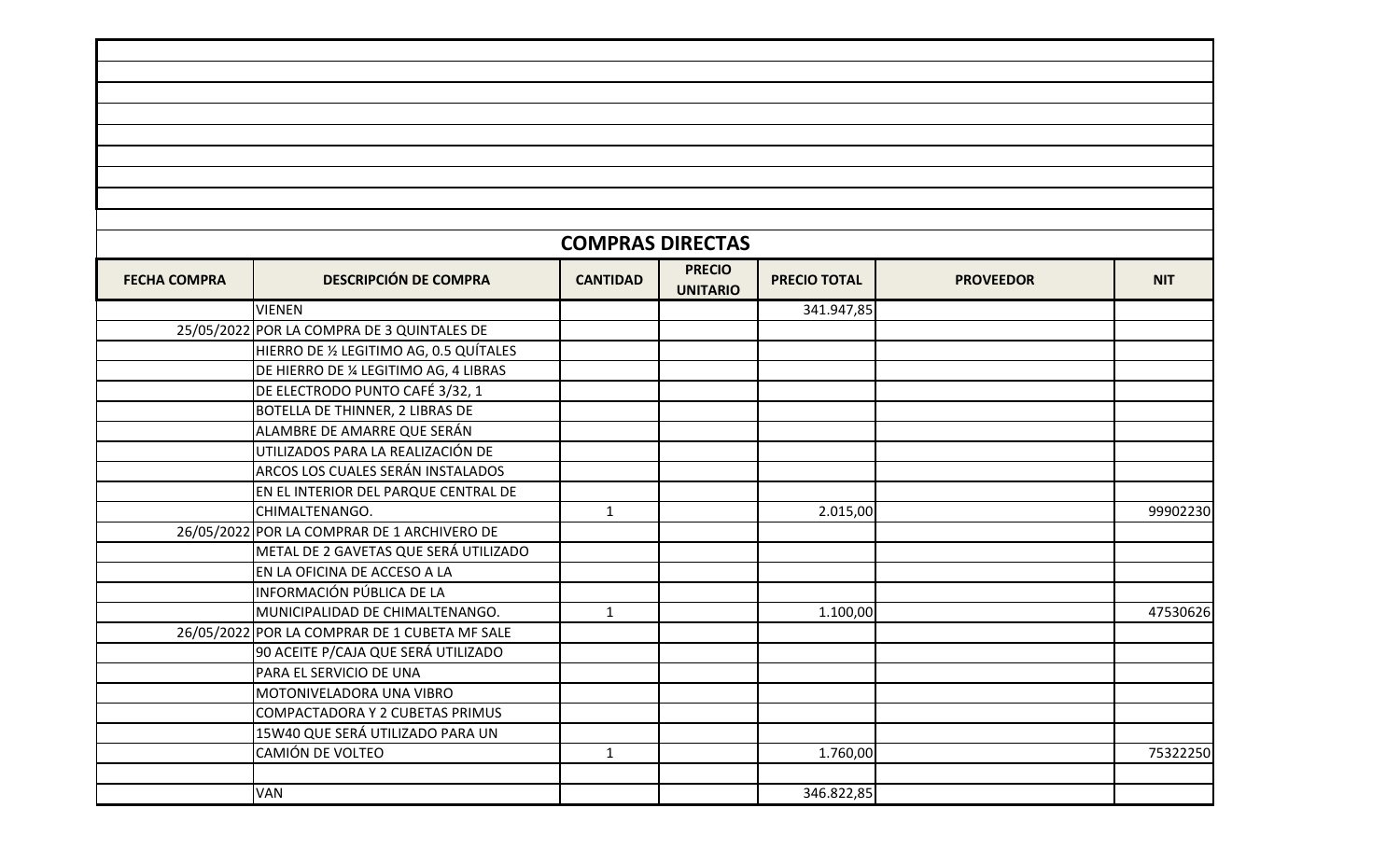## COMPRAS DIRECTAS

| FECHA COMPRA | DESCRIPCIÓN DE COMPRA | CANTIDAD | PRECIO UNITARIO | PRECIO TOTAL | PROVEEDOR | NIT |
|---|---|---|---|---|---|---|
| | VIENEN | | | 341.947,85 | | |
| 25/05/2022 | POR LA COMPRA DE 3 QUINTALES DE | | | | | |
| | HIERRO DE ½ LEGITIMO AG, 0.5 QUÍTALES | | | | | |
| | DE HIERRO DE ¼ LEGITIMO AG, 4 LIBRAS | | | | | |
| | DE ELECTRODO PUNTO CAFÉ 3/32, 1 | | | | | |
| | BOTELLA DE THINNER, 2 LIBRAS DE | | | | | |
| | ALAMBRE DE AMARRE QUE SERÁN | | | | | |
| | UTILIZADOS PARA LA REALIZACIÓN DE | | | | | |
| | ARCOS LOS CUALES SERÁN INSTALADOS | | | | | |
| | EN EL INTERIOR DEL PARQUE CENTRAL DE | | | | | |
| | CHIMALTENANGO. | 1 | | 2.015,00 | | 99902230 |
| 26/05/2022 | POR LA COMPRAR DE 1 ARCHIVERO DE | | | | | |
| | METAL DE 2 GAVETAS QUE SERÁ UTILIZADO | | | | | |
| | EN LA OFICINA DE ACCESO A LA | | | | | |
| | INFORMACIÓN PÚBLICA DE LA | | | | | |
| | MUNICIPALIDAD DE CHIMALTENANGO. | 1 | | 1.100,00 | | 47530626 |
| 26/05/2022 | POR LA COMPRAR DE 1 CUBETA MF SALE | | | | | |
| | 90 ACEITE P/CAJA QUE SERÁ UTILIZADO | | | | | |
| | PARA EL SERVICIO DE UNA | | | | | |
| | MOTONIVELADORA UNA VIBRO | | | | | |
| | COMPACTADORA Y 2 CUBETAS PRIMUS | | | | | |
| | 15W40 QUE SERÁ UTILIZADO PARA UN | | | | | |
| | CAMIÓN DE VOLTEO | 1 | | 1.760,00 | | 75322250 |
| | | | | | | |
| | VAN | | | 346.822,85 | | |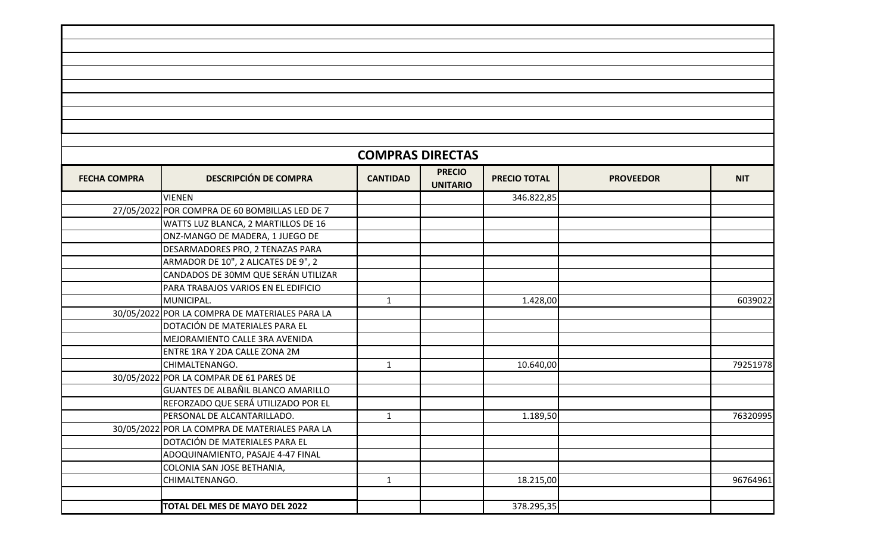## COMPRAS DIRECTAS

| FECHA COMPRA | DESCRIPCIÓN DE COMPRA | CANTIDAD | PRECIO UNITARIO | PRECIO TOTAL | PROVEEDOR | NIT |
|---|---|---|---|---|---|---|
| | VIENEN | | | 346.822,85 | | |
| 27/05/2022 | POR COMPRA DE 60 BOMBILLAS LED DE 7 | | | | | |
| | WATTS LUZ BLANCA, 2 MARTILLOS DE 16 | | | | | |
| | ONZ-MANGO DE MADERA, 1 JUEGO DE | | | | | |
| | DESARMADORES PRO, 2 TENAZAS PARA | | | | | |
| | ARMADOR DE 10", 2 ALICATES DE 9", 2 | | | | | |
| | CANDADOS DE 30MM QUE SERÁN UTILIZAR | | | | | |
| | PARA TRABAJOS VARIOS EN EL EDIFICIO | | | | | |
| | MUNICIPAL. | 1 | | 1.428,00 | | 6039022 |
| 30/05/2022 | POR LA COMPRA DE MATERIALES PARA LA | | | | | |
| | DOTACIÓN DE MATERIALES PARA EL | | | | | |
| | MEJORAMIENTO CALLE 3RA AVENIDA | | | | | |
| | ENTRE 1RA Y 2DA CALLE ZONA 2M | | | | | |
| | CHIMALTENANGO. | 1 | | 10.640,00 | | 79251978 |
| 30/05/2022 | POR LA COMPAR DE 61 PARES DE | | | | | |
| | GUANTES DE ALBAÑIL BLANCO AMARILLO | | | | | |
| | REFORZADO QUE SERÁ UTILIZADO POR EL | | | | | |
| | PERSONAL DE ALCANTARILLADO. | 1 | | 1.189,50 | | 76320995 |
| 30/05/2022 | POR LA COMPRA DE MATERIALES PARA LA | | | | | |
| | DOTACIÓN DE MATERIALES PARA EL | | | | | |
| | ADOQUINAMIENTO, PASAJE 4-47 FINAL | | | | | |
| | COLONIA SAN JOSE BETHANIA, | | | | | |
| | CHIMALTENANGO. | 1 | | 18.215,00 | | 96764961 |
| | | | | | | |
| | **TOTAL DEL MES DE MAYO DEL 2022** | | | 378.295,35 | | |